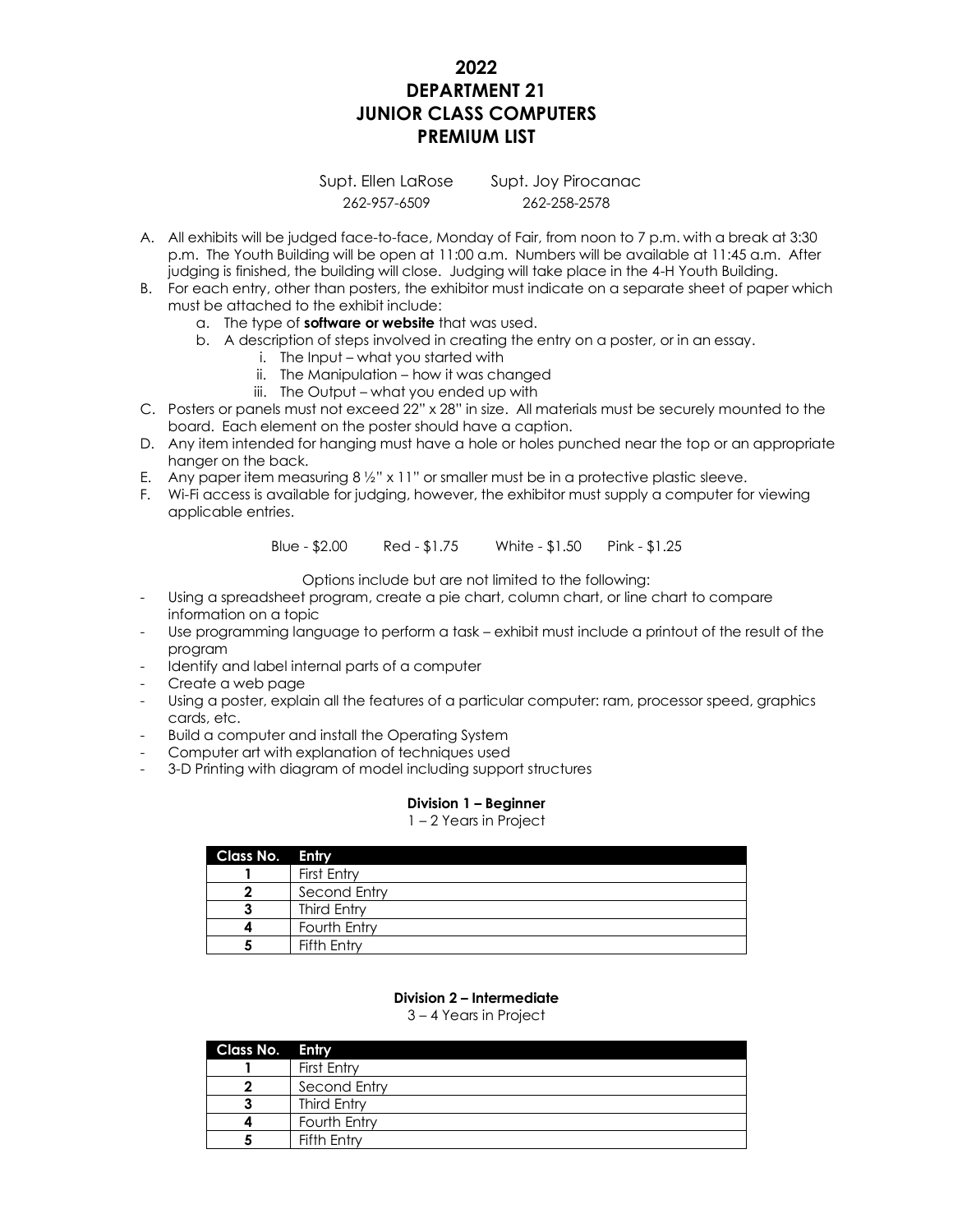# 2022
# DEPARTMENT 21
# JUNIOR CLASS COMPUTERS
# PREMIUM LIST

Supt. Ellen LaRose 262-957-6509
Supt. Joy Pirocanac 262-258-2578

A. All exhibits will be judged face-to-face, Monday of Fair, from noon to 7 p.m. with a break at 3:30 p.m. The Youth Building will be open at 11:00 a.m. Numbers will be available at 11:45 a.m. After judging is finished, the building will close. Judging will take place in the 4-H Youth Building.
B. For each entry, other than posters, the exhibitor must indicate on a separate sheet of paper which must be attached to the exhibit include:
   a. The type of **software or website** that was used.
   b. A description of steps involved in creating the entry on a poster, or in an essay.
      i. The Input – what you started with
      ii. The Manipulation – how it was changed
      iii. The Output – what you ended up with
C. Posters or panels must not exceed 22" x 28" in size. All materials must be securely mounted to the board. Each element on the poster should have a caption.
D. Any item intended for hanging must have a hole or holes punched near the top or an appropriate hanger on the back.
E. Any paper item measuring 8 ½" x 11" or smaller must be in a protective plastic sleeve.
F. Wi-Fi access is available for judging, however, the exhibitor must supply a computer for viewing applicable entries.

Blue - $2.00 Red - $1.75 White - $1.50 Pink - $1.25

Options include but are not limited to the following:

- Using a spreadsheet program, create a pie chart, column chart, or line chart to compare information on a topic
- Use programming language to perform a task – exhibit must include a printout of the result of the program
- Identify and label internal parts of a computer
- Create a web page
- Using a poster, explain all the features of a particular computer: ram, processor speed, graphics cards, etc.
- Build a computer and install the Operating System
- Computer art with explanation of techniques used
- 3-D Printing with diagram of model including support structures

**Division 1 – Beginner**
1 – 2 Years in Project

| Class No. | Entry |
|---|---|
| 1 | First Entry |
| 2 | Second Entry |
| 3 | Third Entry |
| 4 | Fourth Entry |
| 5 | Fifth Entry |

**Division 2 – Intermediate**
3 – 4 Years in Project

| Class No. | Entry |
|---|---|
| 1 | First Entry |
| 2 | Second Entry |
| 3 | Third Entry |
| 4 | Fourth Entry |
| 5 | Fifth Entry |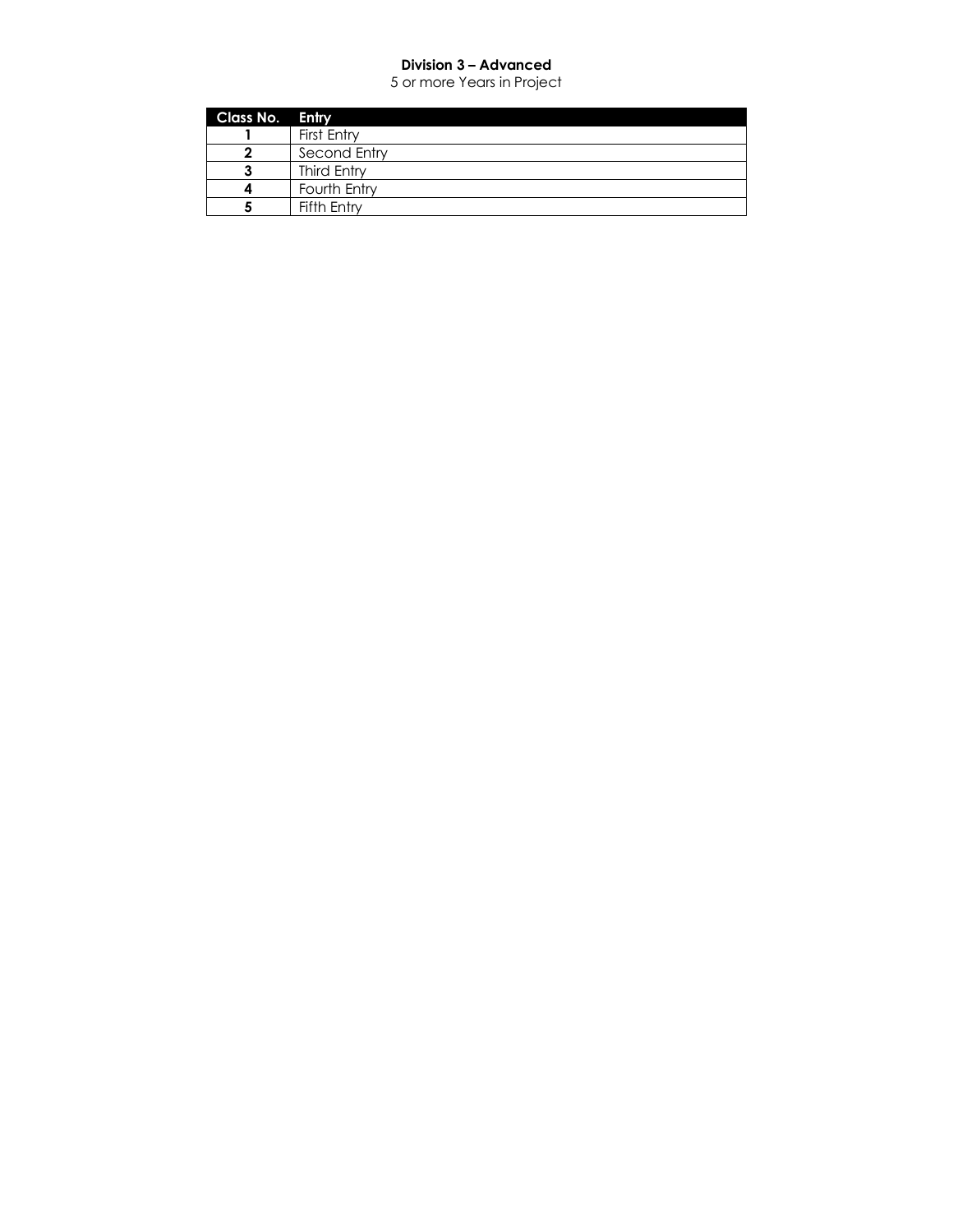**Division 3 – Advanced**

5 or more Years in Project

| Class No. | Entry |
|---|---|
| **1** | First Entry |
| **2** | Second Entry |
| **3** | Third Entry |
| **4** | Fourth Entry |
| **5** | Fifth Entry |